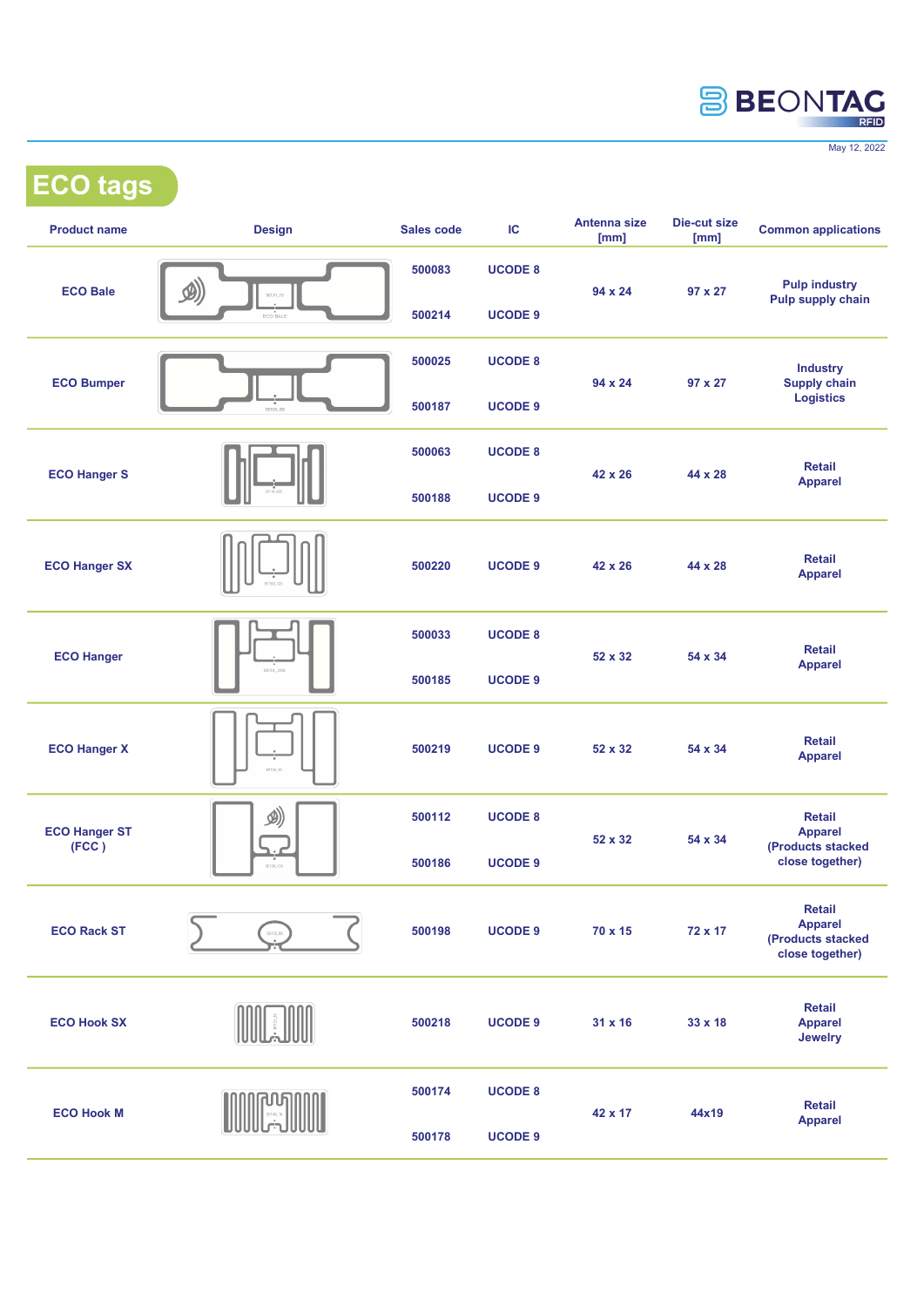May 12, 2022

# ECO tags

| Product name | Design | Sales code | IC | Antenna size [mm] | Die-cut size [mm] | Common applications |
|---|---|---|---|---|---|---|
| ECO Bale | | 500083<br>500214 | UCODE 8<br>UCODE 9 | 94 x 24 | 97 x 27 | Pulp industry<br>Pulp supply chain |
| ECO Bumper | | 500025<br>500187 | UCODE 8<br>UCODE 9 | 94 x 24 | 97 x 27 | Industry<br>Supply chain<br>Logistics |
| ECO Hanger S | | 500063<br>500188 | UCODE 8<br>UCODE 9 | 42 x 26 | 44 x 28 | Retail<br>Apparel |
| ECO Hanger SX | | 500220 | UCODE 9 | 42 x 26 | 44 x 28 | Retail<br>Apparel |
| ECO Hanger | | 500033<br>500185 | UCODE 8<br>UCODE 9 | 52 x 32 | 54 x 34 | Retail<br>Apparel |
| ECO Hanger X | | 500219 | UCODE 9 | 52 x 32 | 54 x 34 | Retail<br>Apparel |
| ECO Hanger ST (FCC ) | | 500112<br>500186 | UCODE 8<br>UCODE 9 | 52 x 32 | 54 x 34 | Retail<br>Apparel<br>(Products stacked close together) |
| ECO Rack ST | | 500198 | UCODE 9 | 70 x 15 | 72 x 17 | Retail<br>Apparel<br>(Products stacked close together) |
| ECO Hook SX | | 500218 | UCODE 9 | 31 x 16 | 33 x 18 | Retail<br>Apparel<br>Jewelry |
| ECO Hook M | | 500174<br>500178 | UCODE 8<br>UCODE 9 | 42 x 17 | 44x19 | Retail<br>Apparel |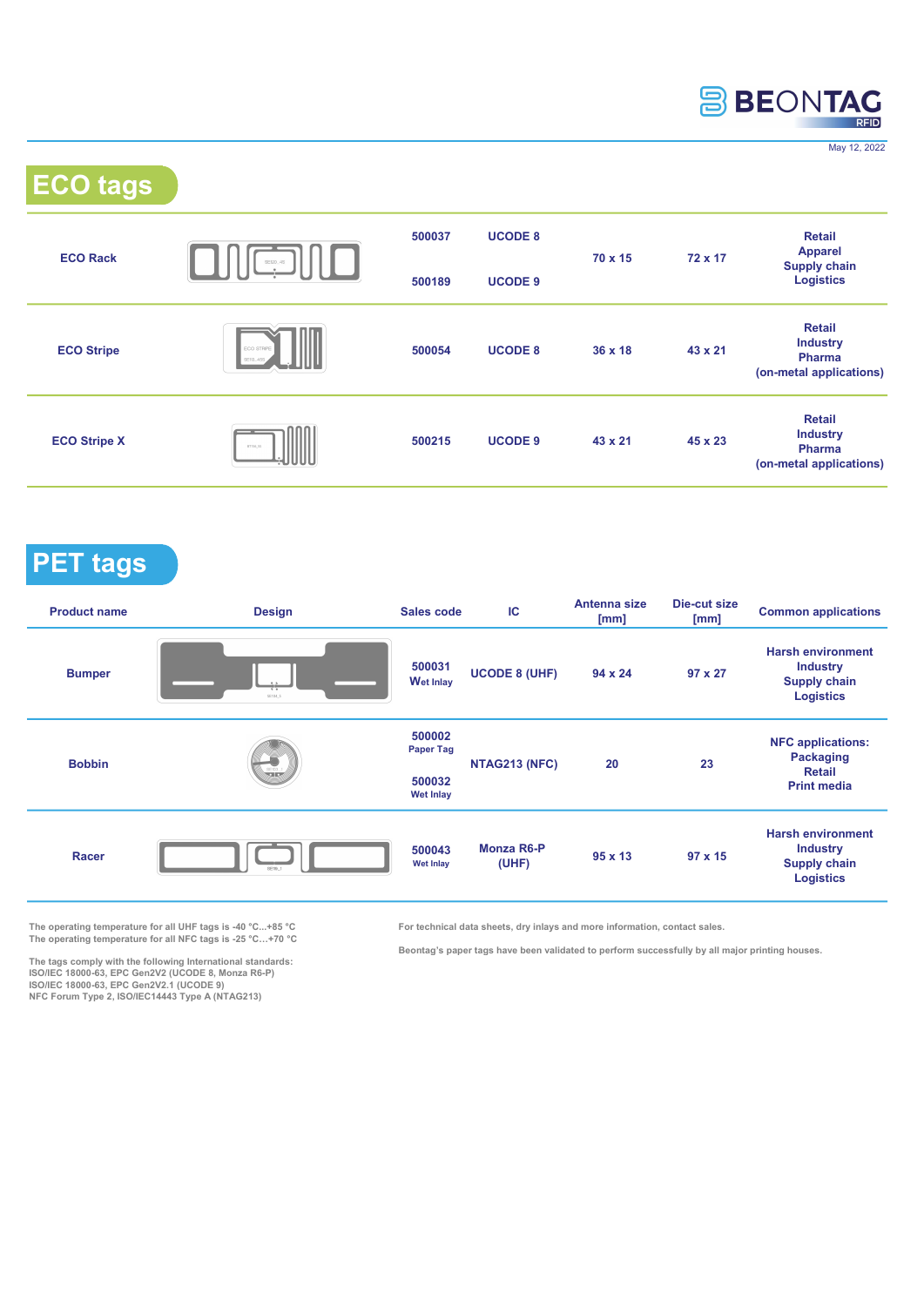May 12, 2022

## ECO tags

| | | | | | | |
|---|---|---|---|---|---|---|
| ECO Rack | | 500037<br>500189 | UCODE 8<br>UCODE 9 | 70 x 15 | 72 x 17 | Retail<br>Apparel<br>Supply chain<br>Logistics |
| ECO Stripe | | 500054 | UCODE 8 | 36 x 18 | 43 x 21 | Retail<br>Industry<br>Pharma<br>(on-metal applications) |
| ECO Stripe X | | 500215 | UCODE 9 | 43 x 21 | 45 x 23 | Retail<br>Industry<br>Pharma<br>(on-metal applications) |

## PET tags

| Product name | Design | Sales code | IC | Antenna size [mm] | Die-cut size [mm] | Common applications |
|---|---|---|---|---|---|---|
| Bumper | | 500031<br>Wet Inlay | UCODE 8 (UHF) | 94 x 24 | 97 x 27 | Harsh environment<br>Industry<br>Supply chain<br>Logistics |
| Bobbin | | 500002<br>Paper Tag<br>500032<br>Wet Inlay | NTAG213 (NFC) | 20 | 23 | NFC applications:<br>Packaging<br>Retail<br>Print media |
| Racer | | 500043<br>Wet Inlay | Monza R6-P (UHF) | 95 x 13 | 97 x 15 | Harsh environment<br>Industry<br>Supply chain<br>Logistics |

The operating temperature for all UHF tags is -40 °C...+85 °C
The operating temperature for all NFC tags is -25 °C…+70 °C

The tags comply with the following International standards:
ISO/IEC 18000-63, EPC Gen2V2 (UCODE 8, Monza R6-P)
ISO/IEC 18000-63, EPC Gen2V2.1 (UCODE 9)
NFC Forum Type 2, ISO/IEC14443 Type A (NTAG213)

For technical data sheets, dry inlays and more information, contact sales.

Beontag's paper tags have been validated to perform successfully by all major printing houses.